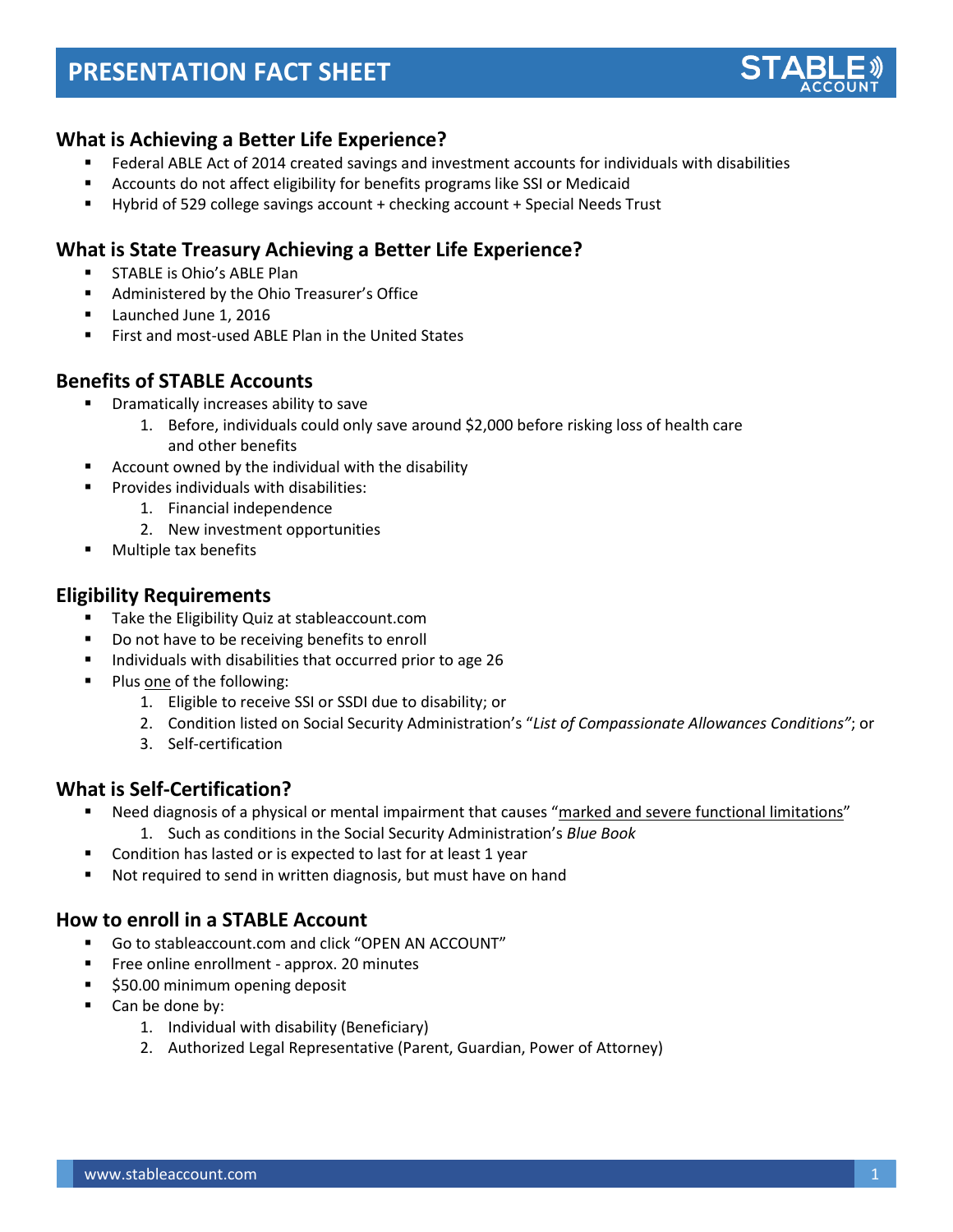# PRESENTATION FACT SHEET

## What is Achieving a Better Life Experience?

- Federal ABLE Act of 2014 created savings and investment accounts for individuals with disabilities
- Accounts do not affect eligibility for benefits programs like SSI or Medicaid
- Hybrid of 529 college savings account + checking account + Special Needs Trust

## What is State Treasury Achieving a Better Life Experience?

- STABLE is Ohio's ABLE Plan
- Administered by the Ohio Treasurer's Office
- Launched June 1, 2016
- First and most-used ABLE Plan in the United States

## Benefits of STABLE Accounts

- Dramatically increases ability to save
    1. Before, individuals could only save around $2,000 before risking loss of health care and other benefits
- Account owned by the individual with the disability
- Provides individuals with disabilities:
    1. Financial independence
    2. New investment opportunities
- Multiple tax benefits

## Eligibility Requirements

- Take the Eligibility Quiz at stableaccount.com
- Do not have to be receiving benefits to enroll
- Individuals with disabilities that occurred prior to age 26
- Plus one of the following:
    1. Eligible to receive SSI or SSDI due to disability; or
    2. Condition listed on Social Security Administration's "*List of Compassionate Allowances Conditions"*; or
    3. Self-certification

## What is Self-Certification?

- Need diagnosis of a physical or mental impairment that causes "marked and severe functional limitations"
    1. Such as conditions in the Social Security Administration's *Blue Book*
- Condition has lasted or is expected to last for at least 1 year
- Not required to send in written diagnosis, but must have on hand

## How to enroll in a STABLE Account

- Go to stableaccount.com and click "OPEN AN ACCOUNT"
- Free online enrollment - approx. 20 minutes
- $50.00 minimum opening deposit
- Can be done by:
    1. Individual with disability (Beneficiary)
    2. Authorized Legal Representative (Parent, Guardian, Power of Attorney)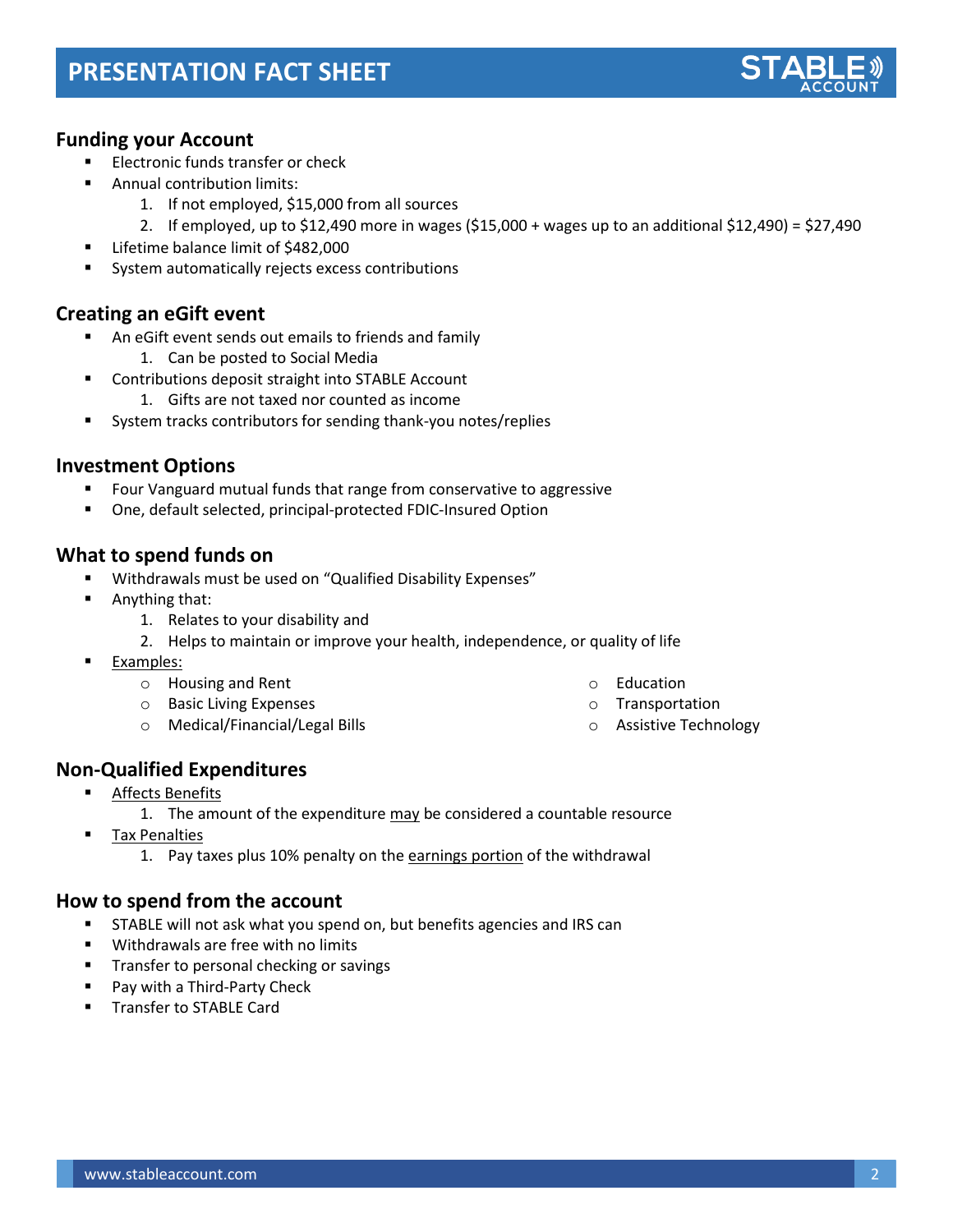# PRESENTATION FACT SHEET

## Funding your Account

- Electronic funds transfer or check
- Annual contribution limits:
  1. If not employed, $15,000 from all sources
  2. If employed, up to $12,490 more in wages ($15,000 + wages up to an additional $12,490) = $27,490
- Lifetime balance limit of $482,000
- System automatically rejects excess contributions

## Creating an eGift event

- An eGift event sends out emails to friends and family
  1. Can be posted to Social Media
- Contributions deposit straight into STABLE Account
  1. Gifts are not taxed nor counted as income
- System tracks contributors for sending thank-you notes/replies

## Investment Options

- Four Vanguard mutual funds that range from conservative to aggressive
- One, default selected, principal-protected FDIC-Insured Option

## What to spend funds on

- Withdrawals must be used on "Qualified Disability Expenses"
- Anything that:
  1. Relates to your disability and
  2. Helps to maintain or improve your health, independence, or quality of life
- <u>Examples:</u>
  - Housing and Rent
  - Basic Living Expenses
  - Medical/Financial/Legal Bills
  - Education
  - Transportation
  - Assistive Technology

## Non-Qualified Expenditures

- <u>Affects Benefits</u>
  1. The amount of the expenditure <u>may</u> be considered a countable resource
- <u>Tax Penalties</u>
  1. Pay taxes plus 10% penalty on the <u>earnings portion</u> of the withdrawal

## How to spend from the account

- STABLE will not ask what you spend on, but benefits agencies and IRS can
- Withdrawals are free with no limits
- Transfer to personal checking or savings
- Pay with a Third-Party Check
- Transfer to STABLE Card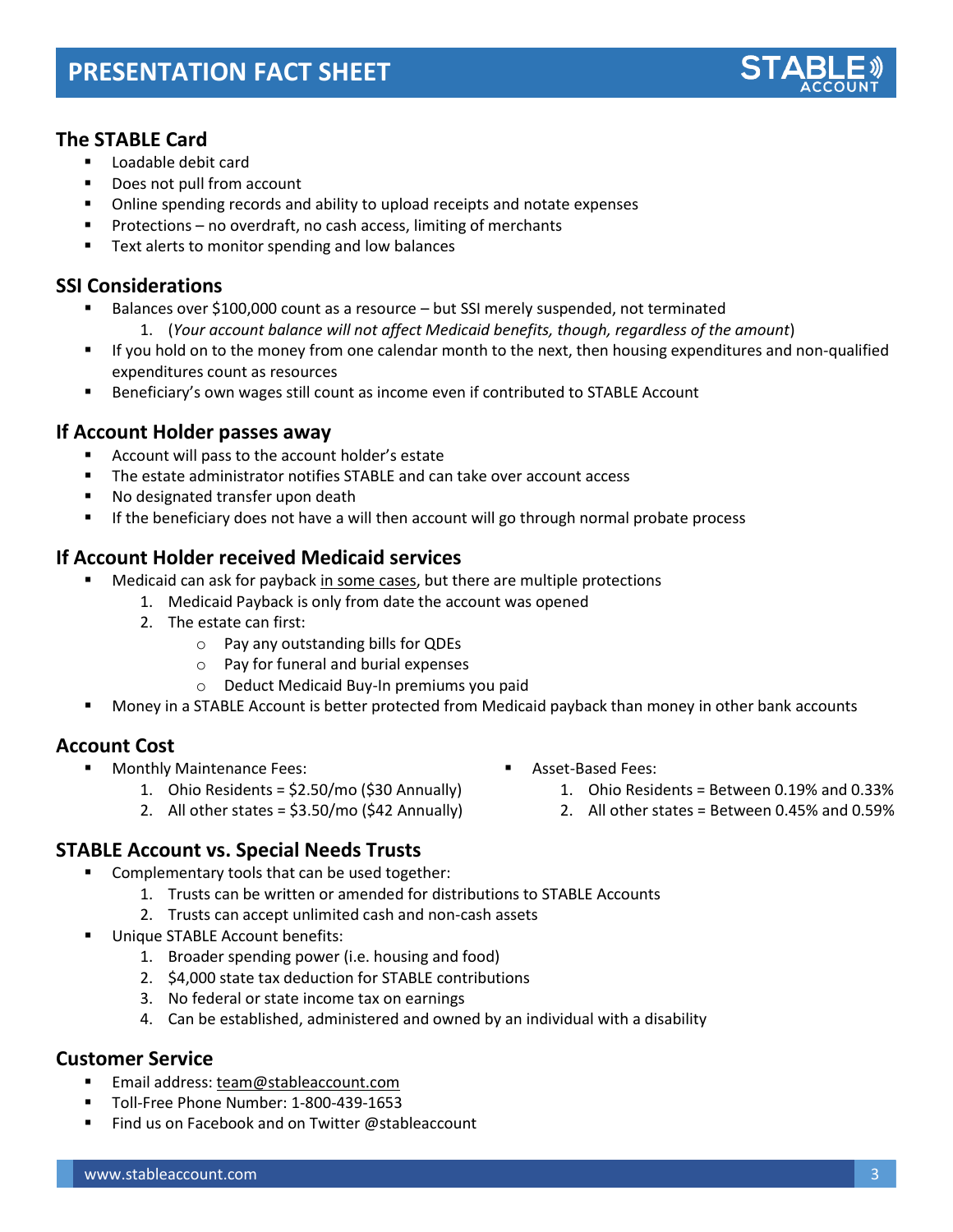# PRESENTATION FACT SHEET

STABLE ACCOUNT

## The STABLE Card

- Loadable debit card
- Does not pull from account
- Online spending records and ability to upload receipts and notate expenses
- Protections – no overdraft, no cash access, limiting of merchants
- Text alerts to monitor spending and low balances

## SSI Considerations

- Balances over $100,000 count as a resource – but SSI merely suspended, not terminated
  1. (*Your account balance will not affect Medicaid benefits, though, regardless of the amount*)
- If you hold on to the money from one calendar month to the next, then housing expenditures and non-qualified expenditures count as resources
- Beneficiary's own wages still count as income even if contributed to STABLE Account

## If Account Holder passes away

- Account will pass to the account holder's estate
- The estate administrator notifies STABLE and can take over account access
- No designated transfer upon death
- If the beneficiary does not have a will then account will go through normal probate process

## If Account Holder received Medicaid services

- Medicaid can ask for payback <u>in some cases</u>, but there are multiple protections
  1. Medicaid Payback is only from date the account was opened
  2. The estate can first:
     - Pay any outstanding bills for QDEs
     - Pay for funeral and burial expenses
     - Deduct Medicaid Buy-In premiums you paid
- Money in a STABLE Account is better protected from Medicaid payback than money in other bank accounts

## Account Cost

- Monthly Maintenance Fees:
  1. Ohio Residents = $2.50/mo ($30 Annually)
  2. All other states = $3.50/mo ($42 Annually)
- Asset-Based Fees:
  1. Ohio Residents = Between 0.19% and 0.33%
  2. All other states = Between 0.45% and 0.59%

## STABLE Account vs. Special Needs Trusts

- Complementary tools that can be used together:
  1. Trusts can be written or amended for distributions to STABLE Accounts
  2. Trusts can accept unlimited cash and non-cash assets
- Unique STABLE Account benefits:
  1. Broader spending power (i.e. housing and food)
  2. $4,000 state tax deduction for STABLE contributions
  3. No federal or state income tax on earnings
  4. Can be established, administered and owned by an individual with a disability

## Customer Service

- Email address: team@stableaccount.com
- Toll-Free Phone Number: 1-800-439-1653
- Find us on Facebook and on Twitter @stableaccount

www.stableaccount.com